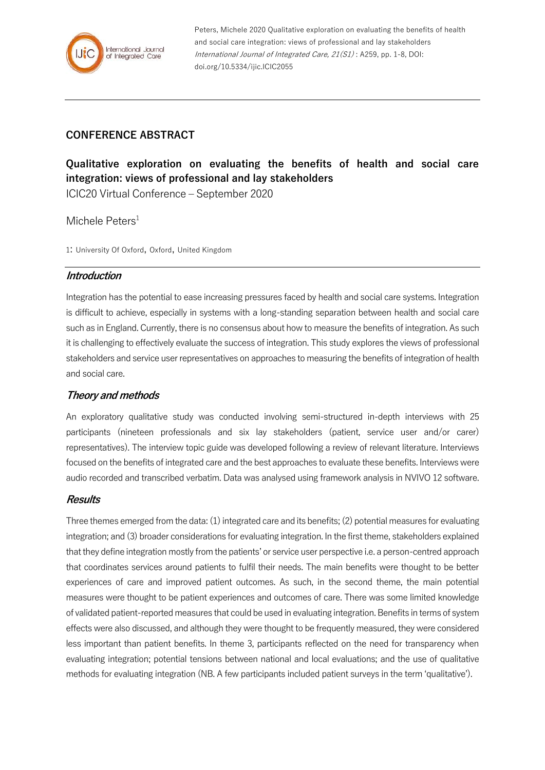Peters, Michele 2020 Qualitative exploration on evaluating the benefits of health and social care integration: views of professional and lay stakeholders *International Journal of Integrated Care, 21(S1)* : A259, pp. 1-8, DOI: doi.org/10.5334/ijic.ICIC2055

## CONFERENCE ABSTRACT

# Qualitative exploration on evaluating the benefits of health and social care integration: views of professional and lay stakeholders

ICIC20 Virtual Conference – September 2020

Michele Peters[1]

1: University Of Oxford, Oxford, United Kingdom

### *Introduction*

Integration has the potential to ease increasing pressures faced by health and social care systems. Integration is difficult to achieve, especially in systems with a long-standing separation between health and social care such as in England. Currently, there is no consensus about how to measure the benefits of integration. As such it is challenging to effectively evaluate the success of integration. This study explores the views of professional stakeholders and service user representatives on approaches to measuring the benefits of integration of health and social care.

### *Theory and methods*

An exploratory qualitative study was conducted involving semi-structured in-depth interviews with 25 participants (nineteen professionals and six lay stakeholders (patient, service user and/or carer) representatives). The interview topic guide was developed following a review of relevant literature. Interviews focused on the benefits of integrated care and the best approaches to evaluate these benefits. Interviews were audio recorded and transcribed verbatim. Data was analysed using framework analysis in NVIVO 12 software.

### *Results*

Three themes emerged from the data: (1) integrated care and its benefits; (2) potential measures for evaluating integration; and (3) broader considerations for evaluating integration. In the first theme, stakeholders explained that they define integration mostly from the patients' or service user perspective i.e. a person-centred approach that coordinates services around patients to fulfil their needs. The main benefits were thought to be better experiences of care and improved patient outcomes. As such, in the second theme, the main potential measures were thought to be patient experiences and outcomes of care. There was some limited knowledge of validated patient-reported measures that could be used in evaluating integration. Benefits in terms of system effects were also discussed, and although they were thought to be frequently measured, they were considered less important than patient benefits. In theme 3, participants reflected on the need for transparency when evaluating integration; potential tensions between national and local evaluations; and the use of qualitative methods for evaluating integration (NB. A few participants included patient surveys in the term 'qualitative').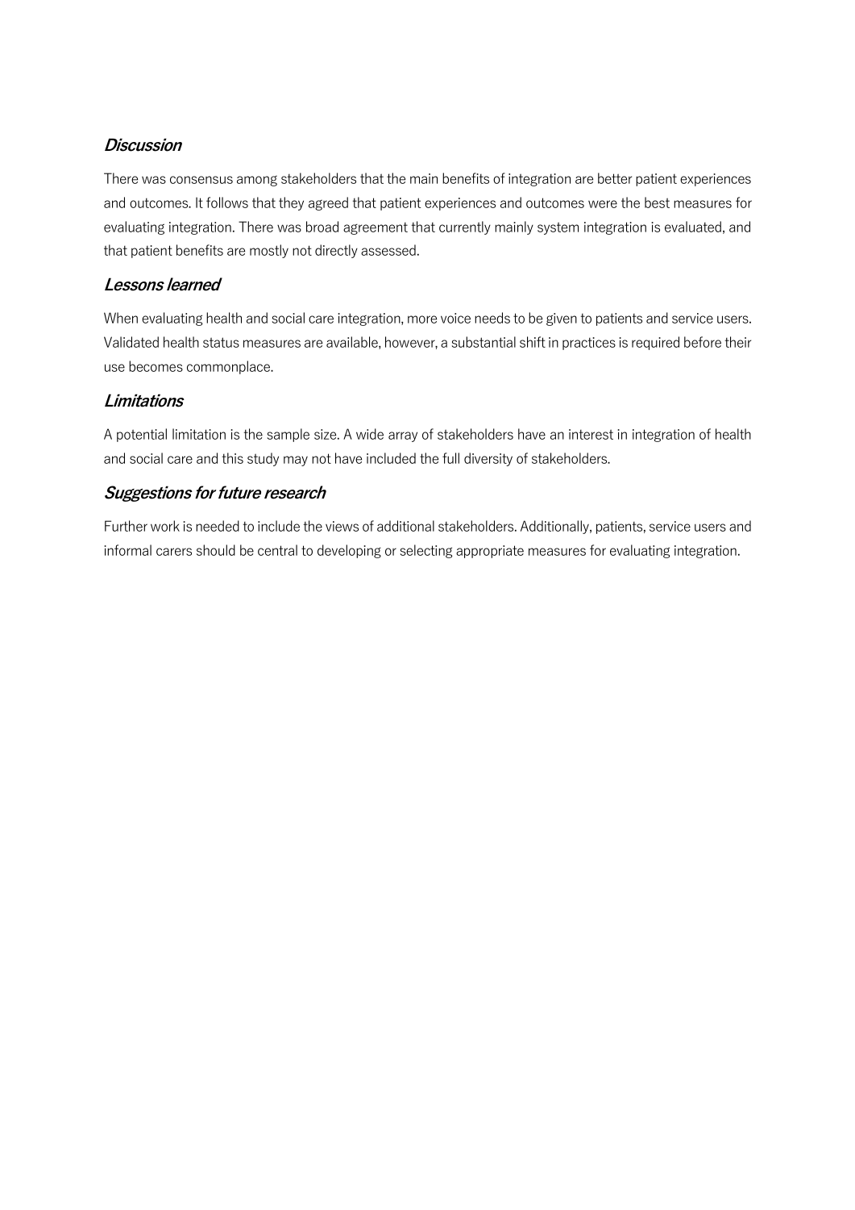### *Discussion*

There was consensus among stakeholders that the main benefits of integration are better patient experiences and outcomes. It follows that they agreed that patient experiences and outcomes were the best measures for evaluating integration. There was broad agreement that currently mainly system integration is evaluated, and that patient benefits are mostly not directly assessed.

### *Lessons learned*

When evaluating health and social care integration, more voice needs to be given to patients and service users. Validated health status measures are available, however, a substantial shift in practices is required before their use becomes commonplace.

### *Limitations*

A potential limitation is the sample size. A wide array of stakeholders have an interest in integration of health and social care and this study may not have included the full diversity of stakeholders.

### *Suggestions for future research*

Further work is needed to include the views of additional stakeholders. Additionally, patients, service users and informal carers should be central to developing or selecting appropriate measures for evaluating integration.